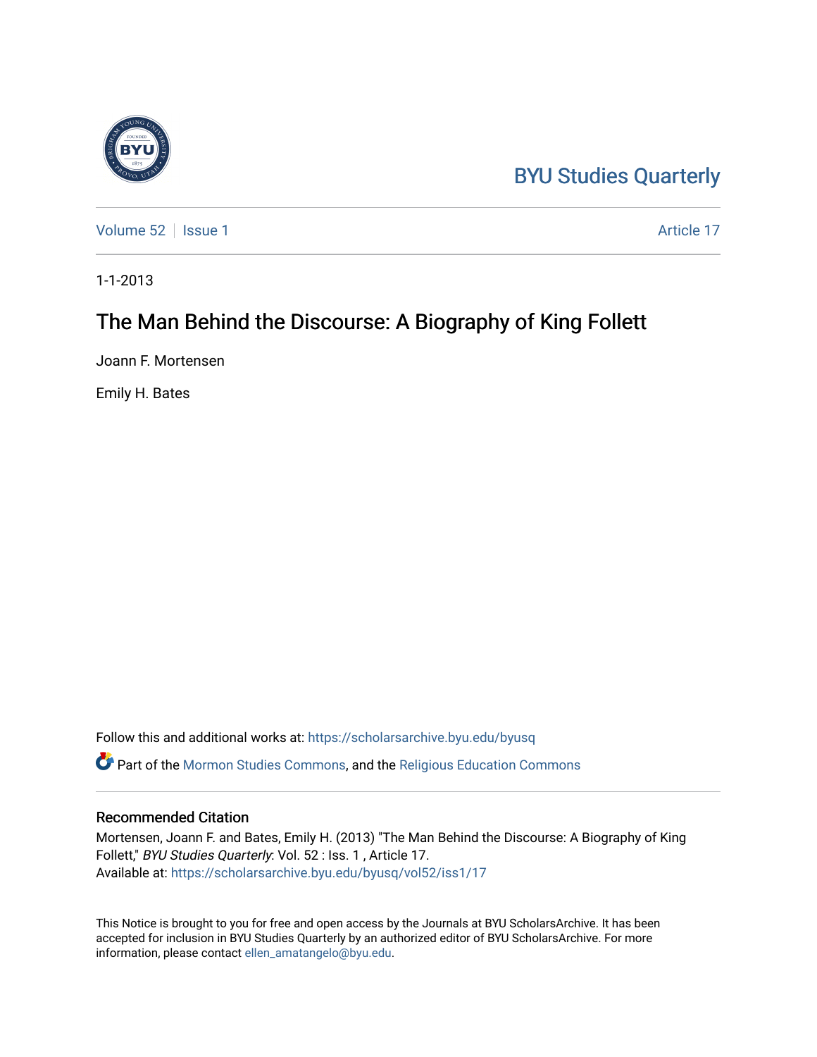BYU Studies Quarterly

Volume 52 | Issue 1 Article 17

1-1-2013

# The Man Behind the Discourse: A Biography of King Follett

Joann F. Mortensen

Emily H. Bates

Follow this and additional works at: https://scholarsarchive.byu.edu/byusq

Part of the Mormon Studies Commons, and the Religious Education Commons

## Recommended Citation

Mortensen, Joann F. and Bates, Emily H. (2013) "The Man Behind the Discourse: A Biography of King Follett," *BYU Studies Quarterly*: Vol. 52 : Iss. 1 , Article 17.
Available at: https://scholarsarchive.byu.edu/byusq/vol52/iss1/17

This Notice is brought to you for free and open access by the Journals at BYU ScholarsArchive. It has been accepted for inclusion in BYU Studies Quarterly by an authorized editor of BYU ScholarsArchive. For more information, please contact ellen_amatangelo@byu.edu.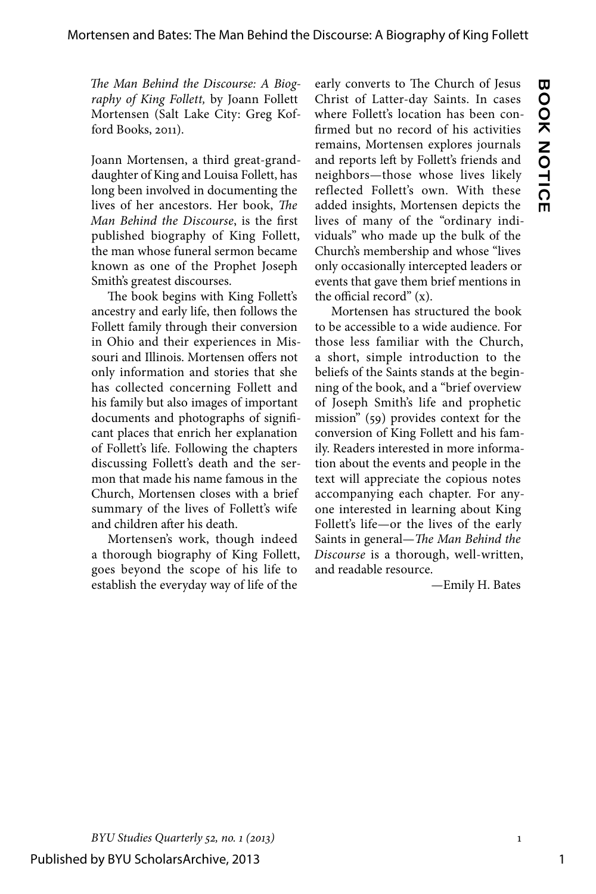*The Man Behind the Discourse: A Biography of King Follett,* by Joann Follett Mortensen (Salt Lake City: Greg Kofford Books, 2011).

Joann Mortensen, a third great-granddaughter of King and Louisa Follett, has long been involved in documenting the lives of her ancestors. Her book, *The Man Behind the Discourse*, is the first published biography of King Follett, the man whose funeral sermon became known as one of the Prophet Joseph Smith's greatest discourses.

The book begins with King Follett's ancestry and early life, then follows the Follett family through their conversion in Ohio and their experiences in Missouri and Illinois. Mortensen offers not only information and stories that she has collected concerning Follett and his family but also images of important documents and photographs of significant places that enrich her explanation of Follett's life. Following the chapters discussing Follett's death and the sermon that made his name famous in the Church, Mortensen closes with a brief summary of the lives of Follett's wife and children after his death.

Mortensen's work, though indeed a thorough biography of King Follett, goes beyond the scope of his life to establish the everyday way of life of the early converts to The Church of Jesus Christ of Latter-day Saints. In cases where Follett's location has been confirmed but no record of his activities remains, Mortensen explores journals and reports left by Follett's friends and neighbors—those whose lives likely reflected Follett's own. With these added insights, Mortensen depicts the lives of many of the "ordinary individuals" who made up the bulk of the Church's membership and whose "lives only occasionally intercepted leaders or events that gave them brief mentions in the official record" (x).

Mortensen has structured the book to be accessible to a wide audience. For those less familiar with the Church, a short, simple introduction to the beliefs of the Saints stands at the beginning of the book, and a "brief overview of Joseph Smith's life and prophetic mission" (59) provides context for the conversion of King Follett and his family. Readers interested in more information about the events and people in the text will appreciate the copious notes accompanying each chapter. For anyone interested in learning about King Follett's life—or the lives of the early Saints in general—*The Man Behind the Discourse* is a thorough, well-written, and readable resource.

—Emily H. Bates